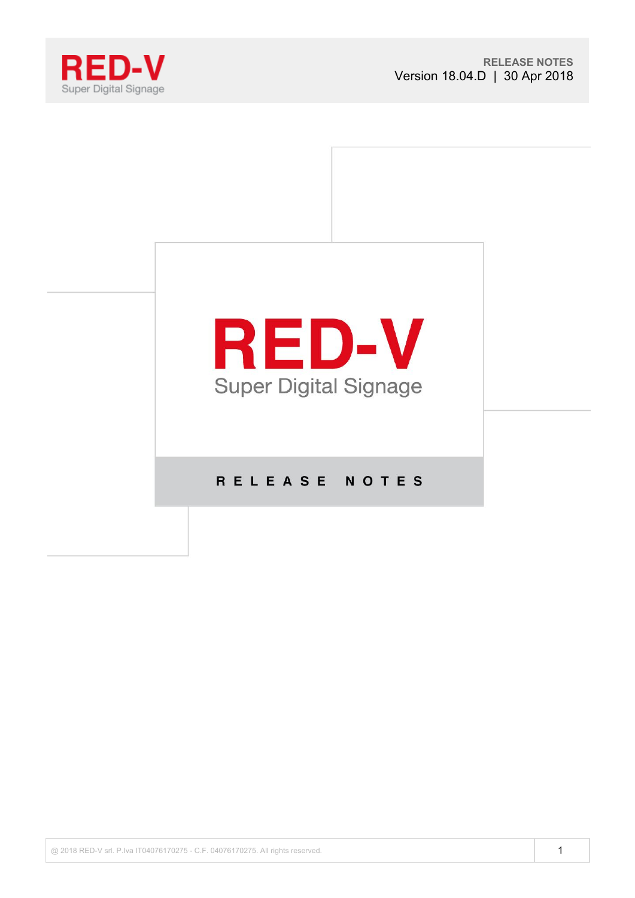**RED-V**
Super Digital Signage

RELEASE NOTES
Version 18.04.D | 30 Apr 2018

# RED-V

Super Digital Signage

## RELEASE NOTES

@ 2018 RED-V srl. P.Iva IT04076170275 - C.F. 04076170275. All rights reserved.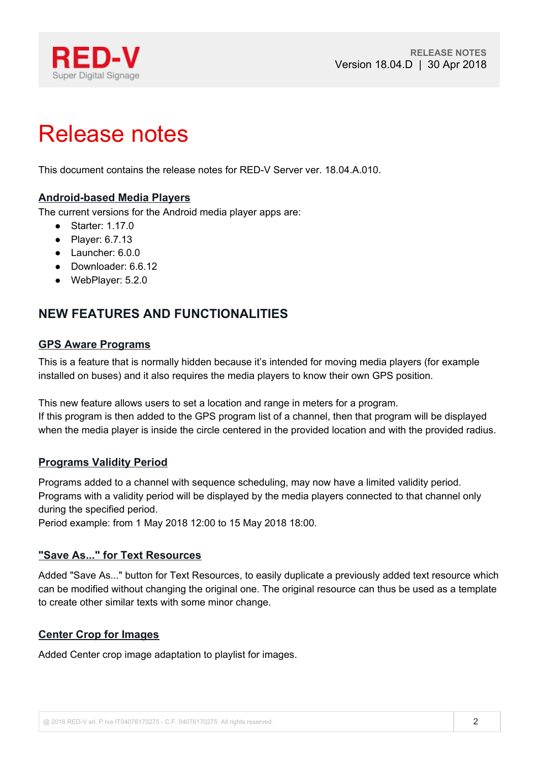# Release notes

This document contains the release notes for RED-V Server ver. 18.04.A.010.

## Android-based Media Players

The current versions for the Android media player apps are:

- Starter: 1.17.0
- Player: 6.7.13
- Launcher: 6.0.0
- Downloader: 6.6.12
- WebPlayer: 5.2.0

## NEW FEATURES AND FUNCTIONALITIES

### GPS Aware Programs

This is a feature that is normally hidden because it's intended for moving media players (for example installed on buses) and it also requires the media players to know their own GPS position.

This new feature allows users to set a location and range in meters for a program.
If this program is then added to the GPS program list of a channel, then that program will be displayed when the media player is inside the circle centered in the provided location and with the provided radius.

### Programs Validity Period

Programs added to a channel with sequence scheduling, may now have a limited validity period.
Programs with a validity period will be displayed by the media players connected to that channel only during the specified period.
Period example: from 1 May 2018 12:00 to 15 May 2018 18:00.

### "Save As..." for Text Resources

Added "Save As..." button for Text Resources, to easily duplicate a previously added text resource which can be modified without changing the original one. The original resource can thus be used as a template to create other similar texts with some minor change.

### Center Crop for Images

Added Center crop image adaptation to playlist for images.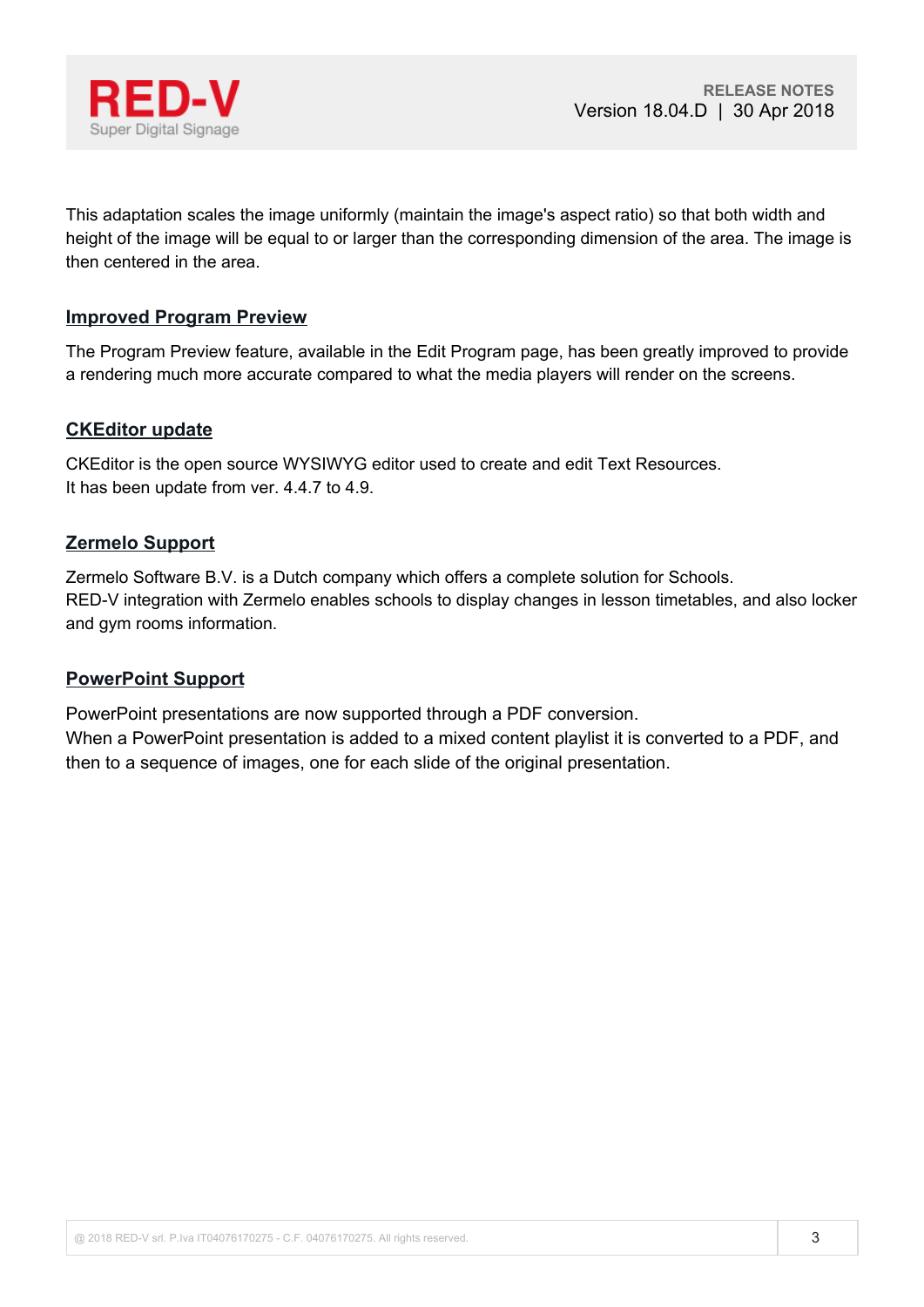This adaptation scales the image uniformly (maintain the image's aspect ratio) so that both width and height of the image will be equal to or larger than the corresponding dimension of the area. The image is then centered in the area.

## Improved Program Preview

The Program Preview feature, available in the Edit Program page, has been greatly improved to provide a rendering much more accurate compared to what the media players will render on the screens.

## CKEditor update

CKEditor is the open source WYSIWYG editor used to create and edit Text Resources.
It has been update from ver. 4.4.7 to 4.9.

## Zermelo Support

Zermelo Software B.V. is a Dutch company which offers a complete solution for Schools.
RED-V integration with Zermelo enables schools to display changes in lesson timetables, and also locker and gym rooms information.

## PowerPoint Support

PowerPoint presentations are now supported through a PDF conversion.
When a PowerPoint presentation is added to a mixed content playlist it is converted to a PDF, and then to a sequence of images, one for each slide of the original presentation.